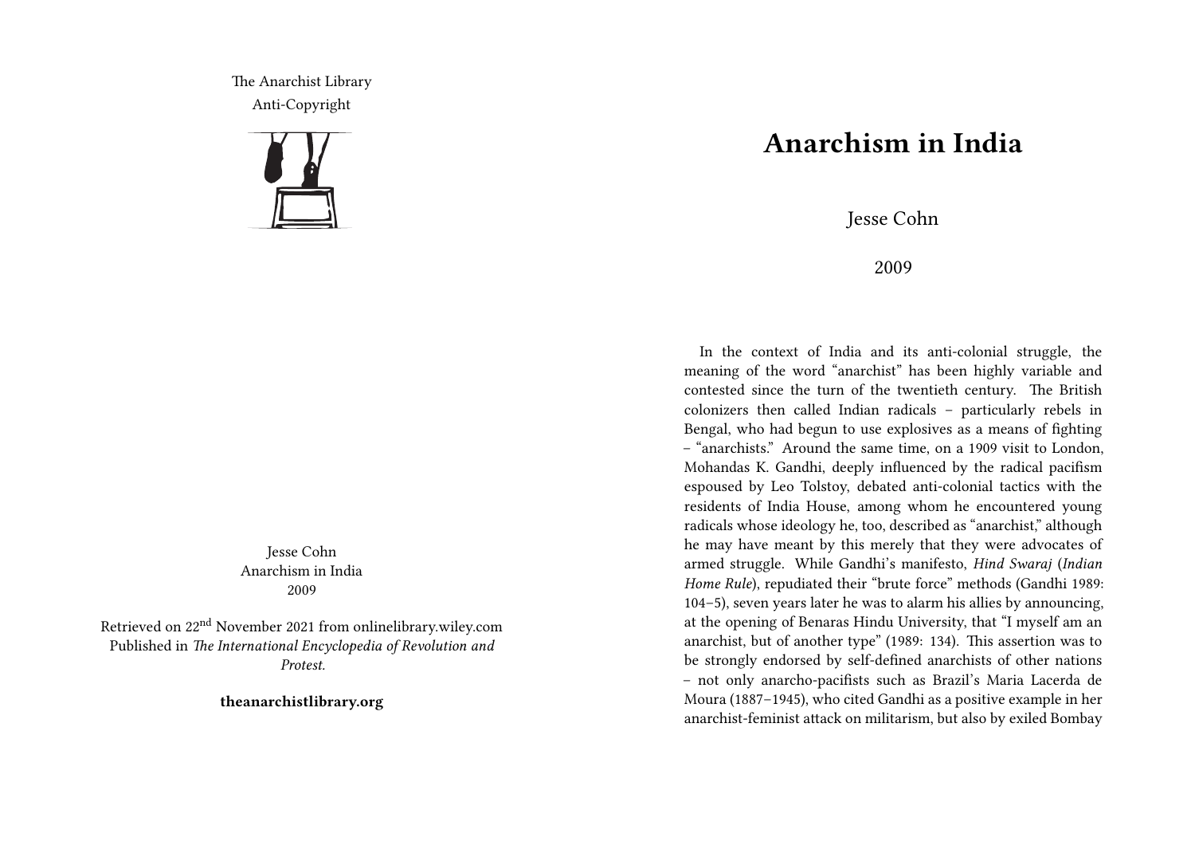The Anarchist Library
Anti-Copyright

Jesse Cohn
Anarchism in India
2009

Retrieved on 22nd November 2021 from onlinelibrary.wiley.com
Published in *The International Encyclopedia of Revolution and Protest.*

**theanarchistlibrary.org**

# Anarchism in India

Jesse Cohn

2009

In the context of India and its anti-colonial struggle, the meaning of the word "anarchist" has been highly variable and contested since the turn of the twentieth century. The British colonizers then called Indian radicals – particularly rebels in Bengal, who had begun to use explosives as a means of fighting – "anarchists." Around the same time, on a 1909 visit to London, Mohandas K. Gandhi, deeply influenced by the radical pacifism espoused by Leo Tolstoy, debated anti-colonial tactics with the residents of India House, among whom he encountered young radicals whose ideology he, too, described as "anarchist," although he may have meant by this merely that they were advocates of armed struggle. While Gandhi's manifesto, *Hind Swaraj* (*Indian Home Rule*), repudiated their "brute force" methods (Gandhi 1989: 104–5), seven years later he was to alarm his allies by announcing, at the opening of Benaras Hindu University, that "I myself am an anarchist, but of another type" (1989: 134). This assertion was to be strongly endorsed by self-defined anarchists of other nations – not only anarcho-pacifists such as Brazil's Maria Lacerda de Moura (1887–1945), who cited Gandhi as a positive example in her anarchist-feminist attack on militarism, but also by exiled Bombay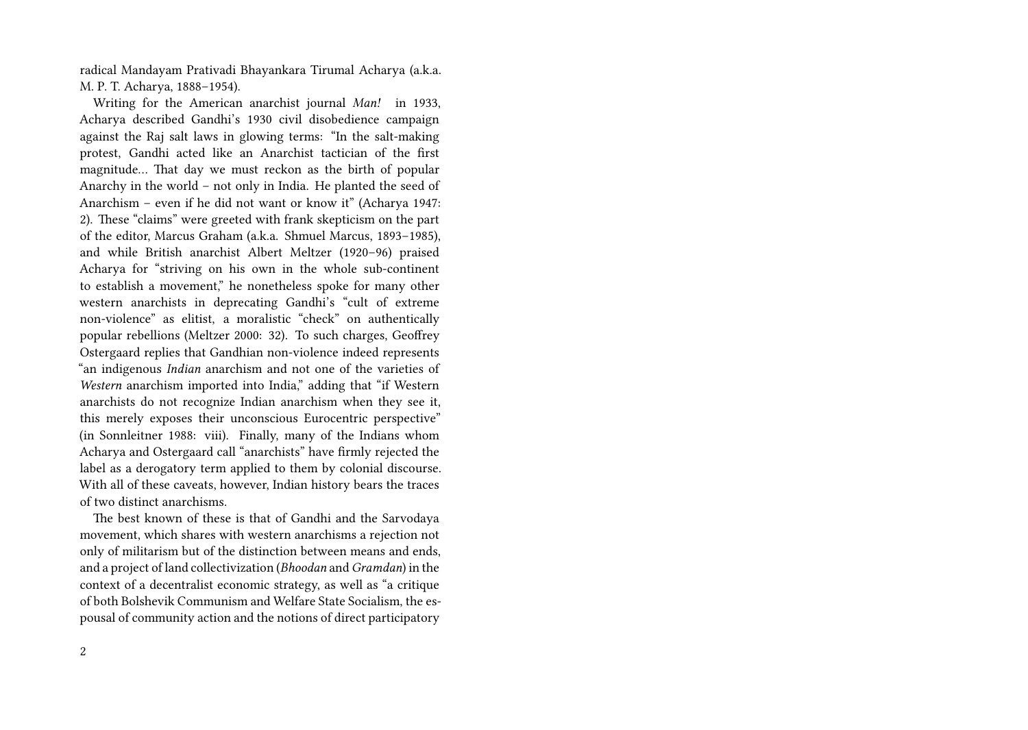radical Mandayam Prativadi Bhayankara Tirumal Acharya (a.k.a. M. P. T. Acharya, 1888–1954).

Writing for the American anarchist journal *Man!* in 1933, Acharya described Gandhi's 1930 civil disobedience campaign against the Raj salt laws in glowing terms: "In the salt-making protest, Gandhi acted like an Anarchist tactician of the first magnitude… That day we must reckon as the birth of popular Anarchy in the world – not only in India. He planted the seed of Anarchism – even if he did not want or know it" (Acharya 1947: 2). These "claims" were greeted with frank skepticism on the part of the editor, Marcus Graham (a.k.a. Shmuel Marcus, 1893–1985), and while British anarchist Albert Meltzer (1920–96) praised Acharya for "striving on his own in the whole sub-continent to establish a movement," he nonetheless spoke for many other western anarchists in deprecating Gandhi's "cult of extreme non-violence" as elitist, a moralistic "check" on authentically popular rebellions (Meltzer 2000: 32). To such charges, Geoffrey Ostergaard replies that Gandhian non-violence indeed represents "an indigenous *Indian* anarchism and not one of the varieties of *Western* anarchism imported into India," adding that "if Western anarchists do not recognize Indian anarchism when they see it, this merely exposes their unconscious Eurocentric perspective" (in Sonnleitner 1988: viii). Finally, many of the Indians whom Acharya and Ostergaard call "anarchists" have firmly rejected the label as a derogatory term applied to them by colonial discourse. With all of these caveats, however, Indian history bears the traces of two distinct anarchisms.

The best known of these is that of Gandhi and the Sarvodaya movement, which shares with western anarchisms a rejection not only of militarism but of the distinction between means and ends, and a project of land collectivization (*Bhoodan* and *Gramdan*) in the context of a decentralist economic strategy, as well as "a critique of both Bolshevik Communism and Welfare State Socialism, the espousal of community action and the notions of direct participatory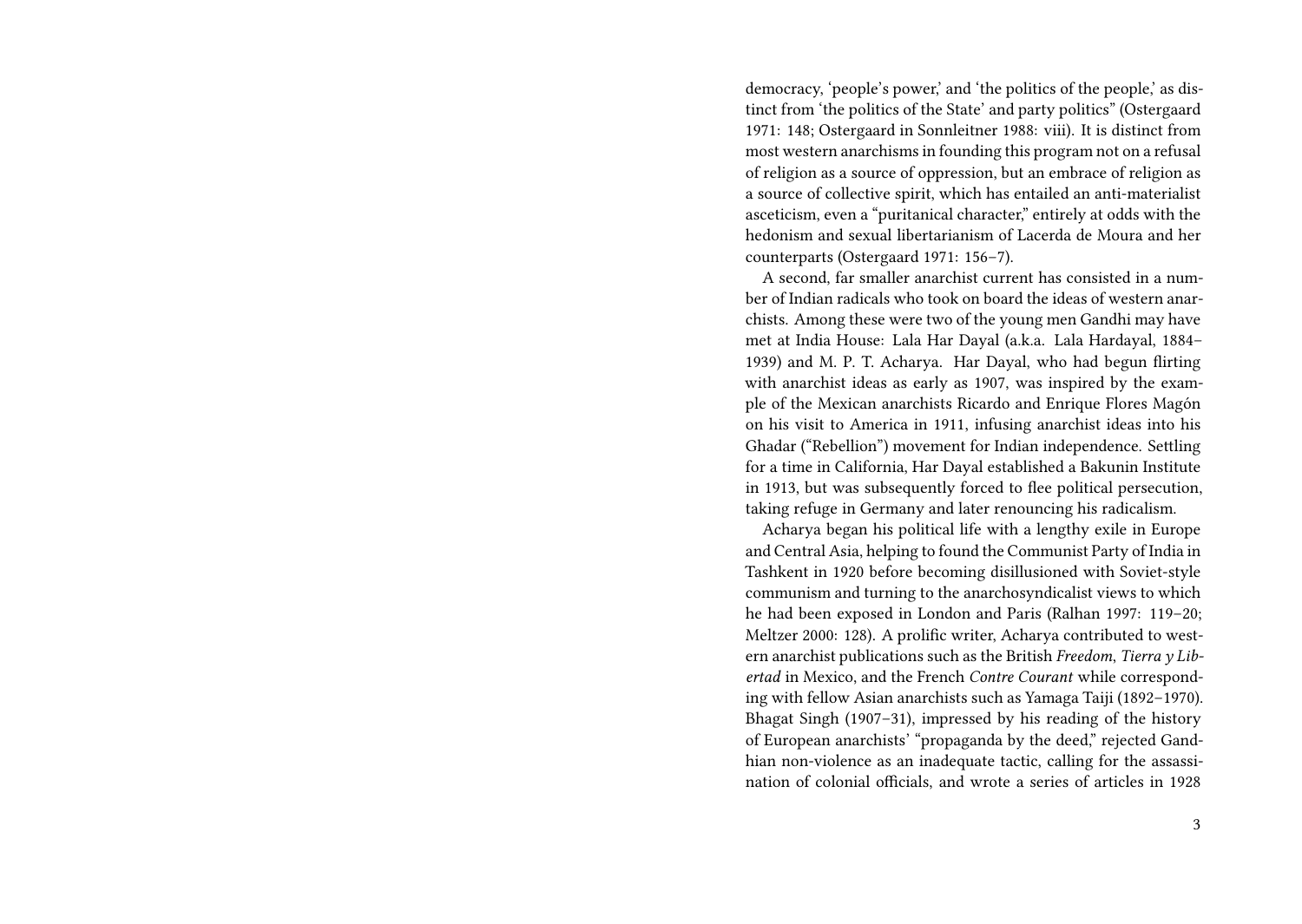democracy, 'people's power,' and 'the politics of the people,' as distinct from 'the politics of the State' and party politics" (Ostergaard 1971: 148; Ostergaard in Sonnleitner 1988: viii). It is distinct from most western anarchisms in founding this program not on a refusal of religion as a source of oppression, but an embrace of religion as a source of collective spirit, which has entailed an anti-materialist asceticism, even a "puritanical character," entirely at odds with the hedonism and sexual libertarianism of Lacerda de Moura and her counterparts (Ostergaard 1971: 156–7).

A second, far smaller anarchist current has consisted in a number of Indian radicals who took on board the ideas of western anarchists. Among these were two of the young men Gandhi may have met at India House: Lala Har Dayal (a.k.a. Lala Hardayal, 1884–1939) and M. P. T. Acharya. Har Dayal, who had begun flirting with anarchist ideas as early as 1907, was inspired by the example of the Mexican anarchists Ricardo and Enrique Flores Magón on his visit to America in 1911, infusing anarchist ideas into his Ghadar ("Rebellion") movement for Indian independence. Settling for a time in California, Har Dayal established a Bakunin Institute in 1913, but was subsequently forced to flee political persecution, taking refuge in Germany and later renouncing his radicalism.

Acharya began his political life with a lengthy exile in Europe and Central Asia, helping to found the Communist Party of India in Tashkent in 1920 before becoming disillusioned with Soviet-style communism and turning to the anarchosyndicalist views to which he had been exposed in London and Paris (Ralhan 1997: 119–20; Meltzer 2000: 128). A prolific writer, Acharya contributed to western anarchist publications such as the British *Freedom*, *Tierra y Libertad* in Mexico, and the French *Contre Courant* while corresponding with fellow Asian anarchists such as Yamaga Taiji (1892–1970). Bhagat Singh (1907–31), impressed by his reading of the history of European anarchists' "propaganda by the deed," rejected Gandhian non-violence as an inadequate tactic, calling for the assassination of colonial officials, and wrote a series of articles in 1928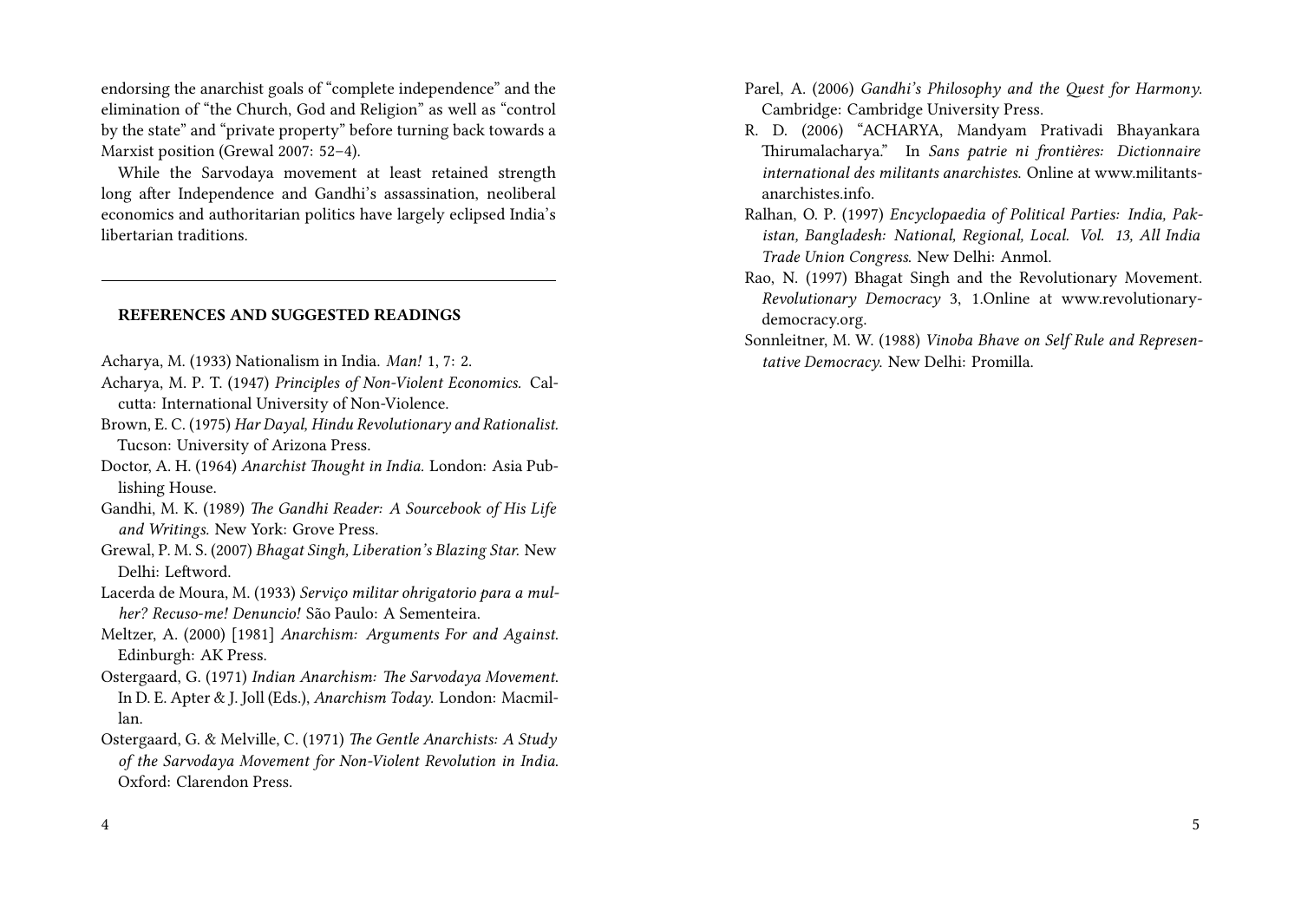endorsing the anarchist goals of "complete independence" and the elimination of "the Church, God and Religion" as well as "control by the state" and "private property" before turning back towards a Marxist position (Grewal 2007: 52–4).

While the Sarvodaya movement at least retained strength long after Independence and Gandhi's assassination, neoliberal economics and authoritarian politics have largely eclipsed India's libertarian traditions.

---

## REFERENCES AND SUGGESTED READINGS

Acharya, M. (1933) Nationalism in India. *Man!* 1, 7: 2.

Acharya, M. P. T. (1947) *Principles of Non-Violent Economics.* Calcutta: International University of Non-Violence.

Brown, E. C. (1975) *Har Dayal, Hindu Revolutionary and Rationalist.* Tucson: University of Arizona Press.

Doctor, A. H. (1964) *Anarchist Thought in India.* London: Asia Publishing House.

Gandhi, M. K. (1989) *The Gandhi Reader: A Sourcebook of His Life and Writings.* New York: Grove Press.

Grewal, P. M. S. (2007) *Bhagat Singh, Liberation's Blazing Star.* New Delhi: Leftword.

Lacerda de Moura, M. (1933) *Serviço militar ohrigatorio para a mulher? Recuso-me! Denuncio!* São Paulo: A Sementeira.

Meltzer, A. (2000) [1981] *Anarchism: Arguments For and Against.* Edinburgh: AK Press.

Ostergaard, G. (1971) *Indian Anarchism: The Sarvodaya Movement.* In D. E. Apter & J. Joll (Eds.), *Anarchism Today.* London: Macmillan.

Ostergaard, G. & Melville, C. (1971) *The Gentle Anarchists: A Study of the Sarvodaya Movement for Non-Violent Revolution in India.* Oxford: Clarendon Press.

Parel, A. (2006) *Gandhi's Philosophy and the Quest for Harmony.* Cambridge: Cambridge University Press.

R. D. (2006) "ACHARYA, Mandyam Prativadi Bhayankara Thirumalacharya." In *Sans patrie ni frontières: Dictionnaire international des militants anarchistes.* Online at www.militants-anarchistes.info.

Ralhan, O. P. (1997) *Encyclopaedia of Political Parties: India, Pakistan, Bangladesh: National, Regional, Local. Vol. 13, All India Trade Union Congress.* New Delhi: Anmol.

Rao, N. (1997) Bhagat Singh and the Revolutionary Movement. *Revolutionary Democracy* 3, 1.Online at www.revolutionarydemocracy.org.

Sonnleitner, M. W. (1988) *Vinoba Bhave on Self Rule and Representative Democracy.* New Delhi: Promilla.